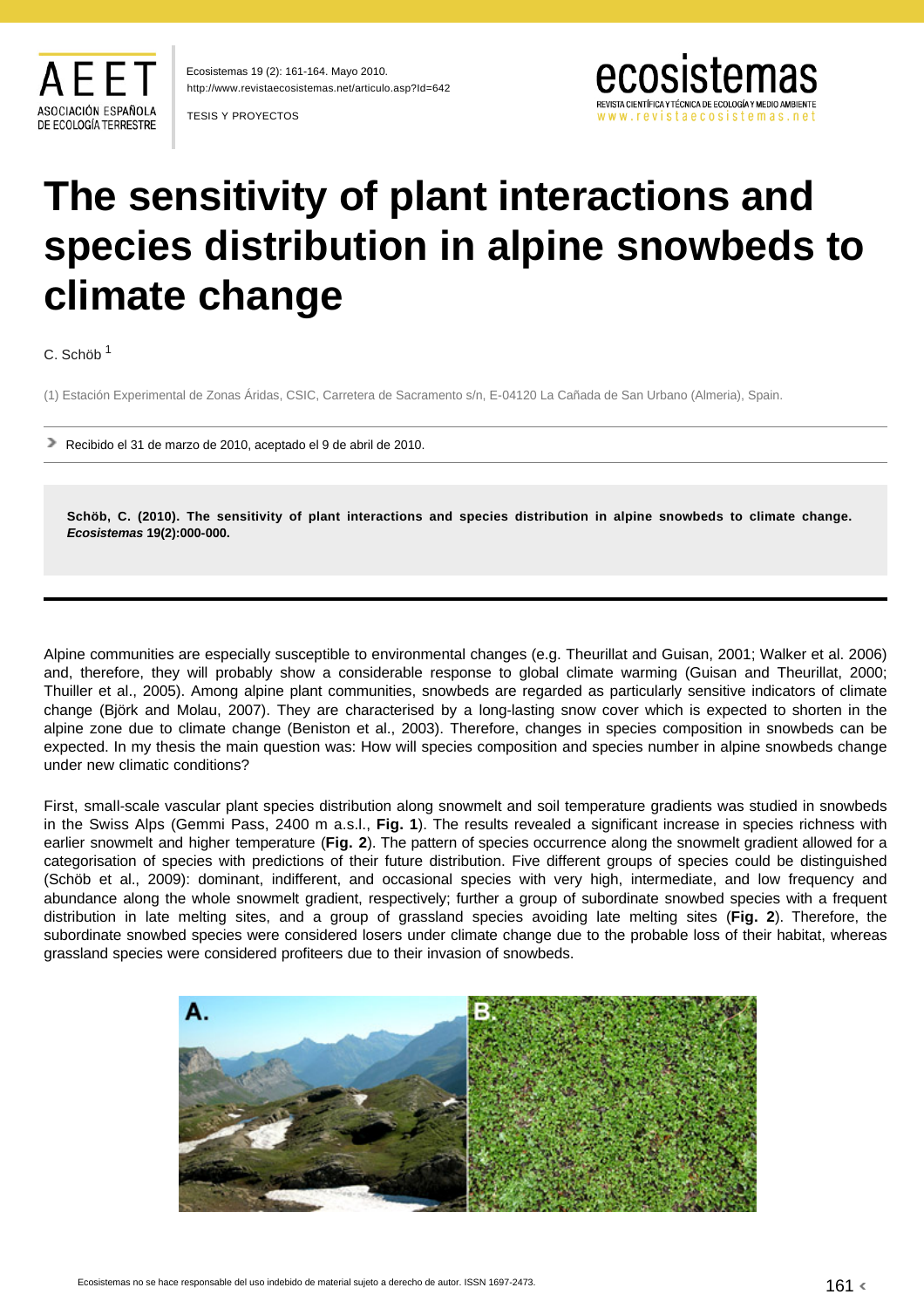# The sensitivity of plant interactions and species distribution in alpine snowbeds to climate change

C. Schöb [1]

(1) Estación Experimental de Zonas Áridas, CSIC, Carretera de Sacramento s/n, E-04120 La Cañada de San Urbano (Almeria), Spain.

Recibido el 31 de marzo de 2010, aceptado el 9 de abril de 2010.

**Schöb, C. (2010). The sensitivity of plant interactions and species distribution in alpine snowbeds to climate change. *Ecosistemas* 19(2):000-000.**

---

Alpine communities are especially susceptible to environmental changes (e.g. Theurillat and Guisan, 2001; Walker et al. 2006) and, therefore, they will probably show a considerable response to global climate warming (Guisan and Theurillat, 2000; Thuiller et al., 2005). Among alpine plant communities, snowbeds are regarded as particularly sensitive indicators of climate change (Björk and Molau, 2007). They are characterised by a long-lasting snow cover which is expected to shorten in the alpine zone due to climate change (Beniston et al., 2003). Therefore, changes in species composition in snowbeds can be expected. In my thesis the main question was: How will species composition and species number in alpine snowbeds change under new climatic conditions?

First, small-scale vascular plant species distribution along snowmelt and soil temperature gradients was studied in snowbeds in the Swiss Alps (Gemmi Pass, 2400 m a.s.l., **Fig. 1**). The results revealed a significant increase in species richness with earlier snowmelt and higher temperature (**Fig. 2**). The pattern of species occurrence along the snowmelt gradient allowed for a categorisation of species with predictions of their future distribution. Five different groups of species could be distinguished (Schöb et al., 2009): dominant, indifferent, and occasional species with very high, intermediate, and low frequency and abundance along the whole snowmelt gradient, respectively; further a group of subordinate snowbed species with a frequent distribution in late melting sites, and a group of grassland species avoiding late melting sites (**Fig. 2**). Therefore, the subordinate snowbed species were considered losers under climate change due to the probable loss of their habitat, whereas grassland species were considered profiteers due to their invasion of snowbeds.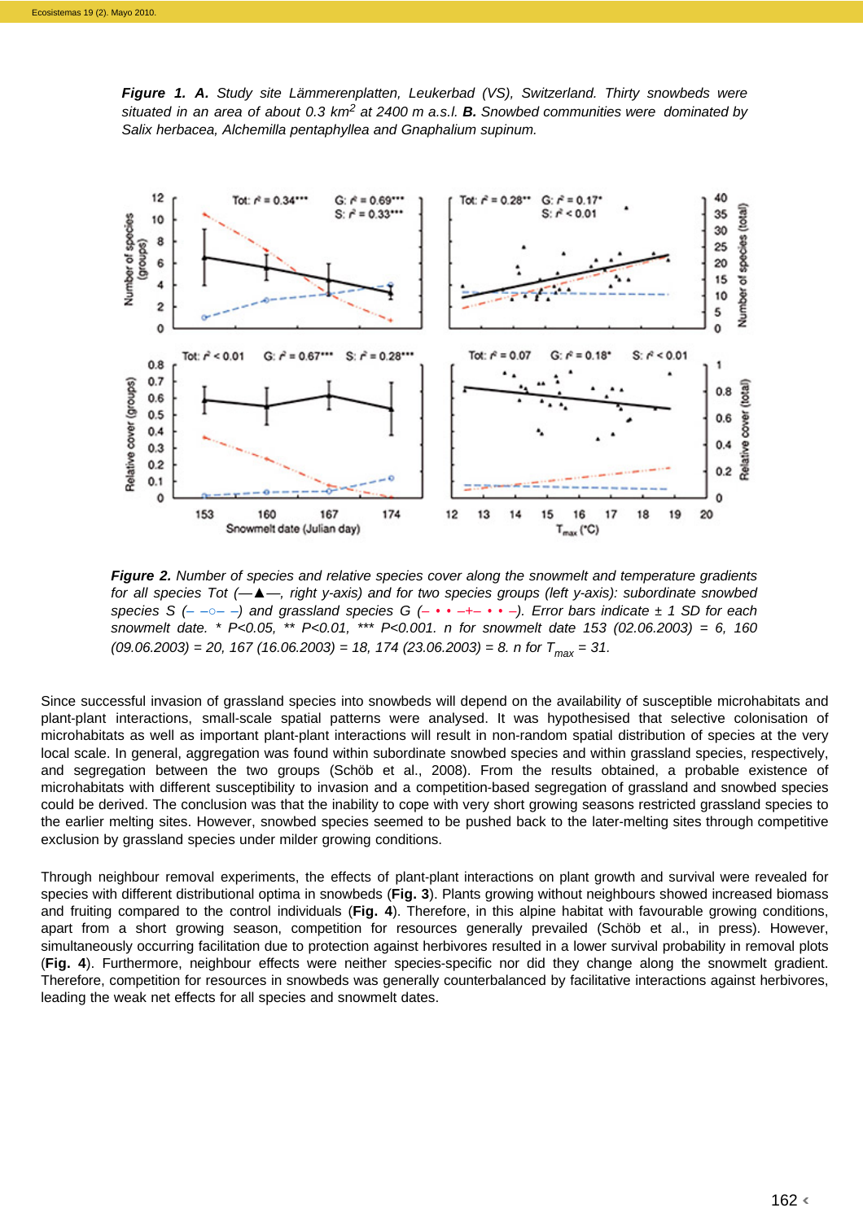*Figure 1. A. Study site Lämmerenplatten, Leukerbad (VS), Switzerland. Thirty snowbeds were situated in an area of about 0.3 km$^2$ at 2400 m a.s.l. B. Snowbed communities were dominated by Salix herbacea, Alchemilla pentaphyllea and Gnaphalium supinum.*

***Figure 2.*** *Number of species and relative species cover along the snowmelt and temperature gradients for all species Tot (—▲—, right y-axis) and for two species groups (left y-axis): subordinate snowbed species S (– –○– –) and grassland species G (– • • –+– • • –). Error bars indicate ± 1 SD for each snowmelt date. * P<0.05, ** P<0.01, *** P<0.001. n for snowmelt date 153 (02.06.2003) = 6, 160 (09.06.2003) = 20, 167 (16.06.2003) = 18, 174 (23.06.2003) = 8. n for $T_{max}$ = 31.*

Since successful invasion of grassland species into snowbeds will depend on the availability of susceptible microhabitats and plant-plant interactions, small-scale spatial patterns were analysed. It was hypothesised that selective colonisation of microhabitats as well as important plant-plant interactions will result in non-random spatial distribution of species at the very local scale. In general, aggregation was found within subordinate snowbed species and within grassland species, respectively, and segregation between the two groups (Schöb et al., 2008). From the results obtained, a probable existence of microhabitats with different susceptibility to invasion and a competition-based segregation of grassland and snowbed species could be derived. The conclusion was that the inability to cope with very short growing seasons restricted grassland species to the earlier melting sites. However, snowbed species seemed to be pushed back to the later-melting sites through competitive exclusion by grassland species under milder growing conditions.

Through neighbour removal experiments, the effects of plant-plant interactions on plant growth and survival were revealed for species with different distributional optima in snowbeds (**Fig. 3**). Plants growing without neighbours showed increased biomass and fruiting compared to the control individuals (**Fig. 4**). Therefore, in this alpine habitat with favourable growing conditions, apart from a short growing season, competition for resources generally prevailed (Schöb et al., in press). However, simultaneously occurring facilitation due to protection against herbivores resulted in a lower survival probability in removal plots (**Fig. 4**). Furthermore, neighbour effects were neither species-specific nor did they change along the snowmelt gradient. Therefore, competition for resources in snowbeds was generally counterbalanced by facilitative interactions against herbivores, leading the weak net effects for all species and snowmelt dates.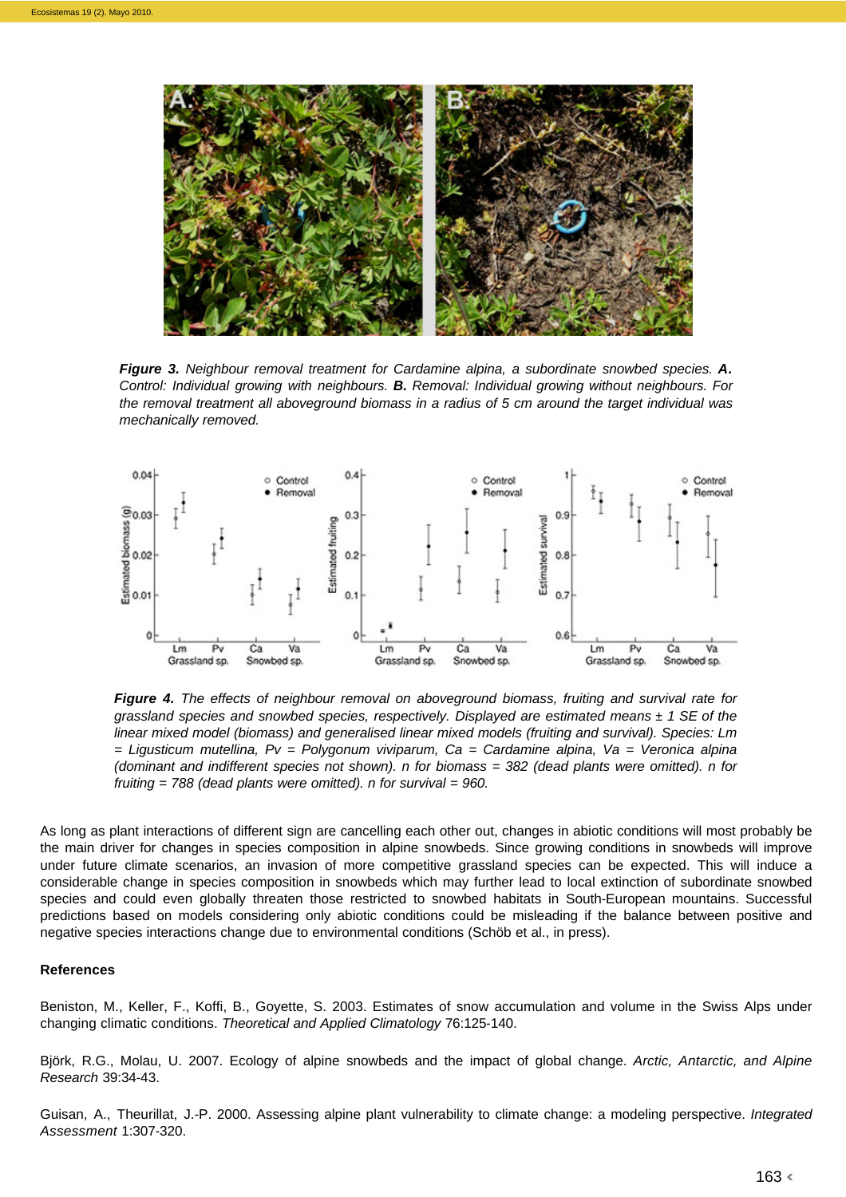***Figure 3.*** *Neighbour removal treatment for Cardamine alpina, a subordinate snowbed species.* ***A.*** *Control: Individual growing with neighbours.* ***B.*** *Removal: Individual growing without neighbours. For the removal treatment all aboveground biomass in a radius of 5 cm around the target individual was mechanically removed.*

***Figure 4.*** *The effects of neighbour removal on aboveground biomass, fruiting and survival rate for grassland species and snowbed species, respectively. Displayed are estimated means ± 1 SE of the linear mixed model (biomass) and generalised linear mixed models (fruiting and survival). Species: Lm = Ligusticum mutellina, Pv = Polygonum viviparum, Ca = Cardamine alpina, Va = Veronica alpina (dominant and indifferent species not shown). n for biomass = 382 (dead plants were omitted). n for fruiting = 788 (dead plants were omitted). n for survival = 960.*

As long as plant interactions of different sign are cancelling each other out, changes in abiotic conditions will most probably be the main driver for changes in species composition in alpine snowbeds. Since growing conditions in snowbeds will improve under future climate scenarios, an invasion of more competitive grassland species can be expected. This will induce a considerable change in species composition in snowbeds which may further lead to local extinction of subordinate snowbed species and could even globally threaten those restricted to snowbed habitats in South-European mountains. Successful predictions based on models considering only abiotic conditions could be misleading if the balance between positive and negative species interactions change due to environmental conditions (Schöb et al., in press).

## References

Beniston, M., Keller, F., Koffi, B., Goyette, S. 2003. Estimates of snow accumulation and volume in the Swiss Alps under changing climatic conditions. *Theoretical and Applied Climatology* 76:125-140.

Björk, R.G., Molau, U. 2007. Ecology of alpine snowbeds and the impact of global change. *Arctic, Antarctic, and Alpine Research* 39:34-43.

Guisan, A., Theurillat, J.-P. 2000. Assessing alpine plant vulnerability to climate change: a modeling perspective. *Integrated Assessment* 1:307-320.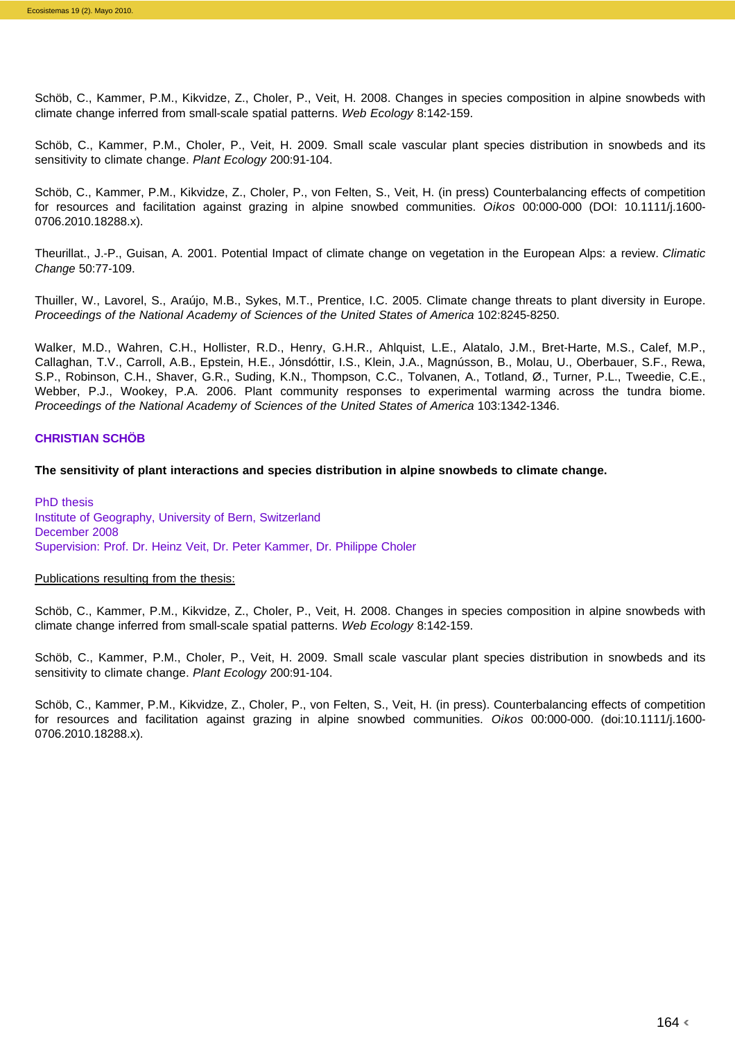Schöb, C., Kammer, P.M., Kikvidze, Z., Choler, P., Veit, H. 2008. Changes in species composition in alpine snowbeds with climate change inferred from small-scale spatial patterns. *Web Ecology* 8:142-159.

Schöb, C., Kammer, P.M., Choler, P., Veit, H. 2009. Small scale vascular plant species distribution in snowbeds and its sensitivity to climate change. *Plant Ecology* 200:91-104.

Schöb, C., Kammer, P.M., Kikvidze, Z., Choler, P., von Felten, S., Veit, H. (in press) Counterbalancing effects of competition for resources and facilitation against grazing in alpine snowbed communities. *Oikos* 00:000-000 (DOI: 10.1111/j.1600-0706.2010.18288.x).

Theurillat., J.-P., Guisan, A. 2001. Potential Impact of climate change on vegetation in the European Alps: a review. *Climatic Change* 50:77-109.

Thuiller, W., Lavorel, S., Araújo, M.B., Sykes, M.T., Prentice, I.C. 2005. Climate change threats to plant diversity in Europe. *Proceedings of the National Academy of Sciences of the United States of America* 102:8245-8250.

Walker, M.D., Wahren, C.H., Hollister, R.D., Henry, G.H.R., Ahlquist, L.E., Alatalo, J.M., Bret-Harte, M.S., Calef, M.P., Callaghan, T.V., Carroll, A.B., Epstein, H.E., Jónsdóttir, I.S., Klein, J.A., Magnússon, B., Molau, U., Oberbauer, S.F., Rewa, S.P., Robinson, C.H., Shaver, G.R., Suding, K.N., Thompson, C.C., Tolvanen, A., Totland, Ø., Turner, P.L., Tweedie, C.E., Webber, P.J., Wookey, P.A. 2006. Plant community responses to experimental warming across the tundra biome. *Proceedings of the National Academy of Sciences of the United States of America* 103:1342-1346.

## CHRISTIAN SCHÖB

**The sensitivity of plant interactions and species distribution in alpine snowbeds to climate change.**

PhD thesis
Institute of Geography, University of Bern, Switzerland
December 2008
Supervision: Prof. Dr. Heinz Veit, Dr. Peter Kammer, Dr. Philippe Choler

Publications resulting from the thesis:

Schöb, C., Kammer, P.M., Kikvidze, Z., Choler, P., Veit, H. 2008. Changes in species composition in alpine snowbeds with climate change inferred from small-scale spatial patterns. *Web Ecology* 8:142-159.

Schöb, C., Kammer, P.M., Choler, P., Veit, H. 2009. Small scale vascular plant species distribution in snowbeds and its sensitivity to climate change. *Plant Ecology* 200:91-104.

Schöb, C., Kammer, P.M., Kikvidze, Z., Choler, P., von Felten, S., Veit, H. (in press). Counterbalancing effects of competition for resources and facilitation against grazing in alpine snowbed communities. *Oikos* 00:000-000. (doi:10.1111/j.1600-0706.2010.18288.x).